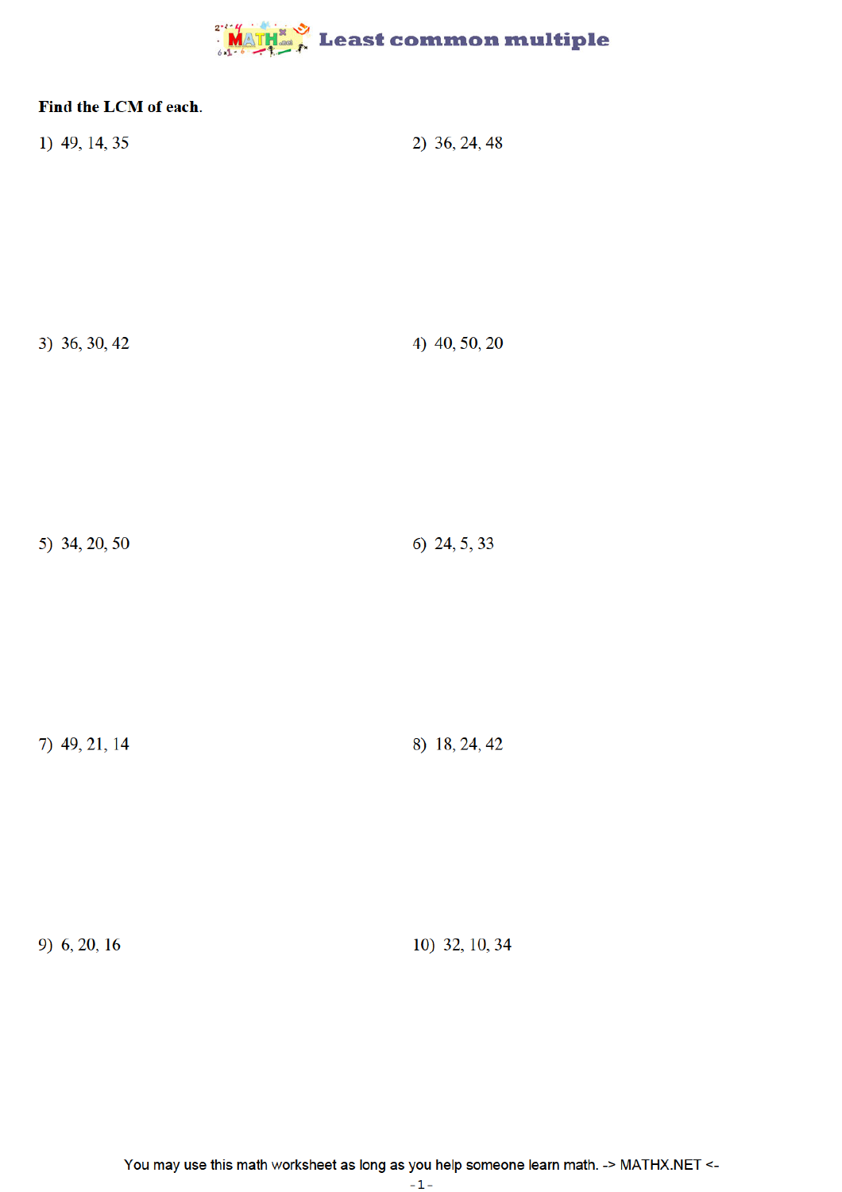# Least common multiple

**Find the LCM of each.**

1) 49, 14, 35

2) 36, 24, 48

3) 36, 30, 42

4) 40, 50, 20

5) 34, 20, 50

6) 24, 5, 33

7) 49, 21, 14

8) 18, 24, 42

9) 6, 20, 16

10) 32, 10, 34

You may use this math worksheet as long as you help someone learn math. -> MATHX.NET <-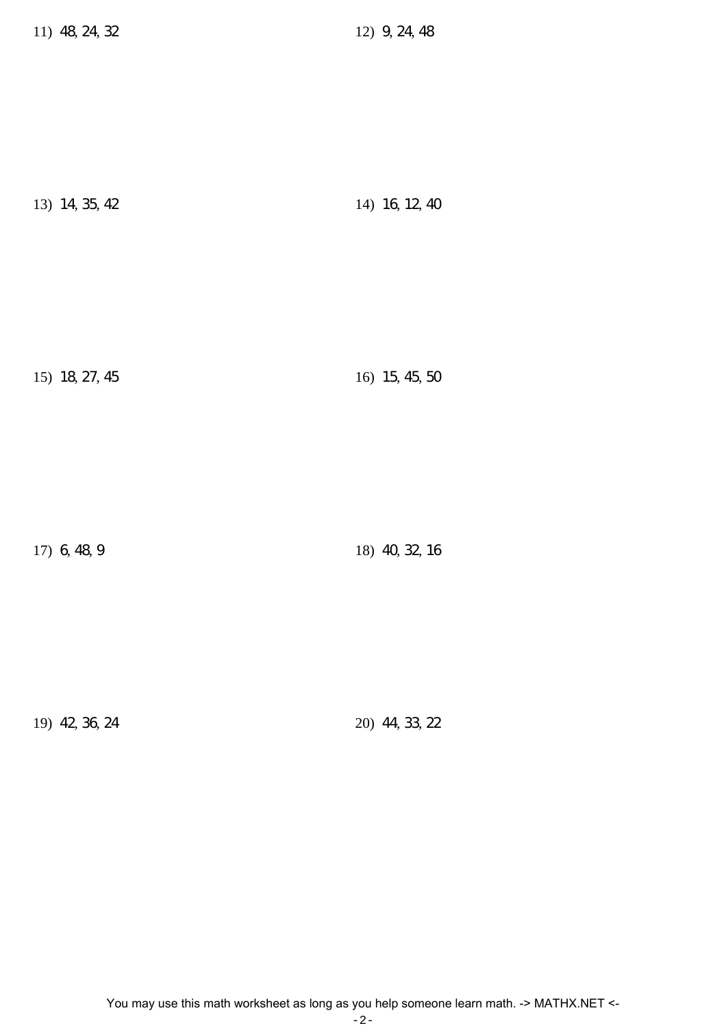11) 48, 24, 32

12) 9, 24, 48

13) 14, 35, 42

14) 16, 12, 40

15) 18, 27, 45

16) 15, 45, 50

17) 6, 48, 9

18) 40, 32, 16

19) 42, 36, 24

20) 44, 33, 22

You may use this math worksheet as long as you help someone learn math. -> MATHX.NET <-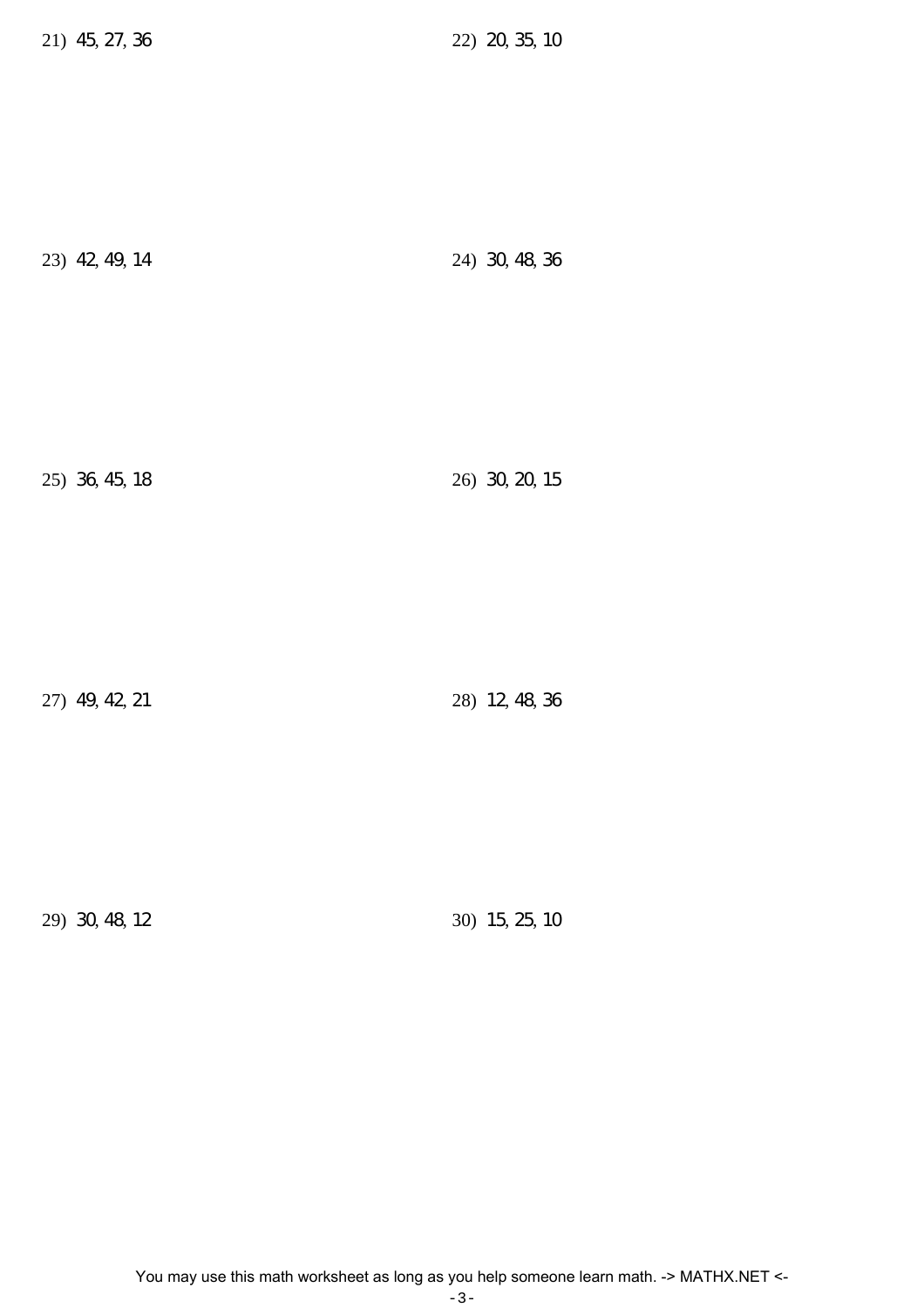21) 45, 27, 36

22) 20, 35, 10

23) 42, 49, 14

24) 30, 48, 36

25) 36, 45, 18

26) 30, 20, 15

27) 49, 42, 21

28) 12, 48, 36

29) 30, 48, 12

30) 15, 25, 10

You may use this math worksheet as long as you help someone learn math. -> MATHX.NET <-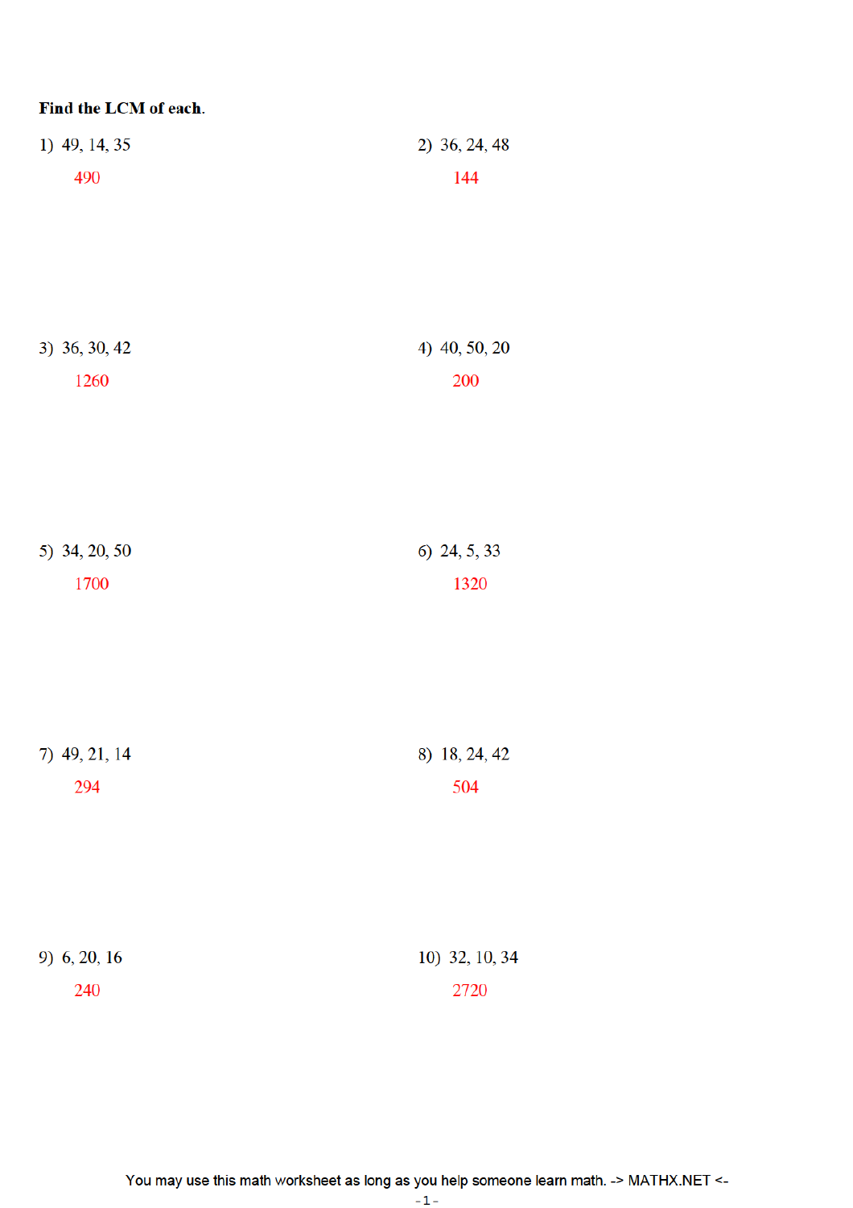**Find the LCM of each.**

1) 49, 14, 35

490

2) 36, 24, 48

144

3) 36, 30, 42

1260

4) 40, 50, 20

200

5) 34, 20, 50

1700

6) 24, 5, 33

1320

7) 49, 21, 14

294

8) 18, 24, 42

504

9) 6, 20, 16

240

10) 32, 10, 34

2720

You may use this math worksheet as long as you help someone learn math. -> MATHX.NET <-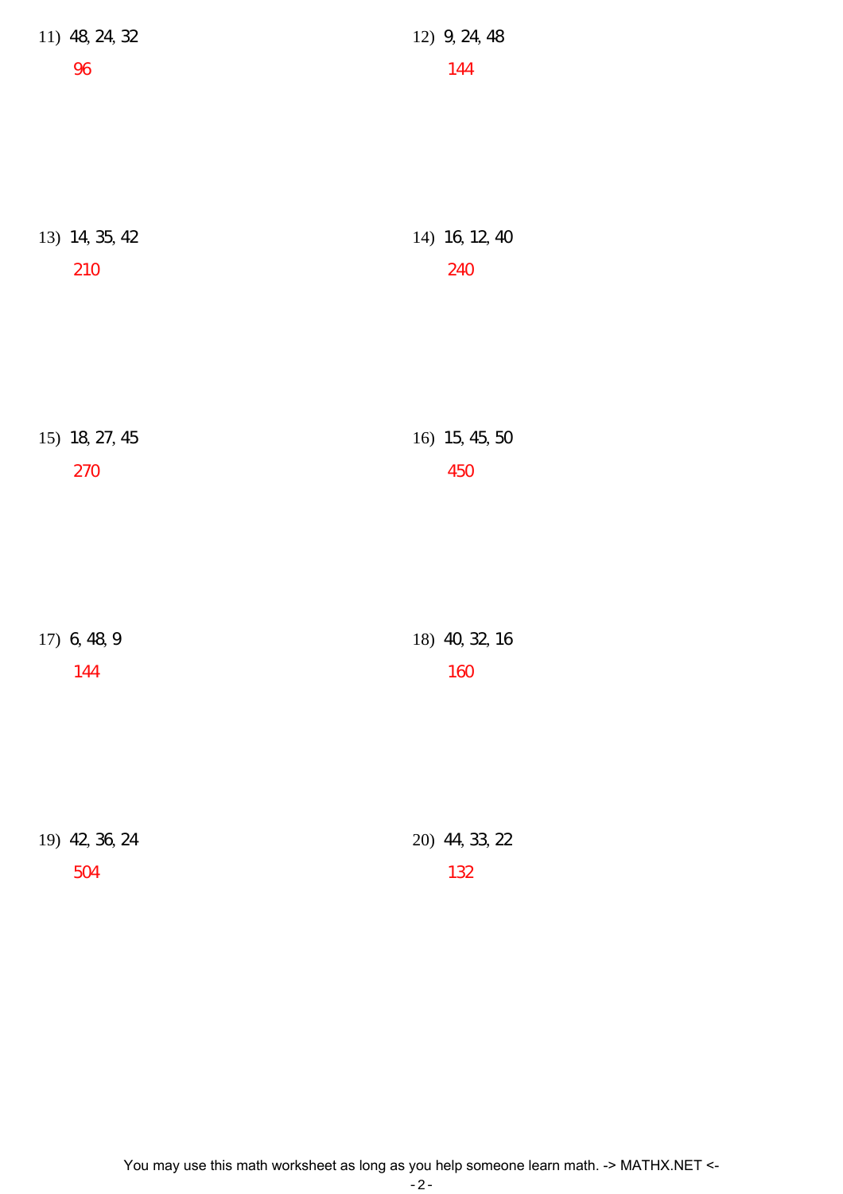11) 48, 24, 32

96

12) 9, 24, 48

144

13) 14, 35, 42

210

14) 16, 12, 40

240

15) 18, 27, 45

270

16) 15, 45, 50

450

17) 6, 48, 9

144

18) 40, 32, 16

160

19) 42, 36, 24

504

20) 44, 33, 22

132

You may use this math worksheet as long as you help someone learn math. -> MATHX.NET <-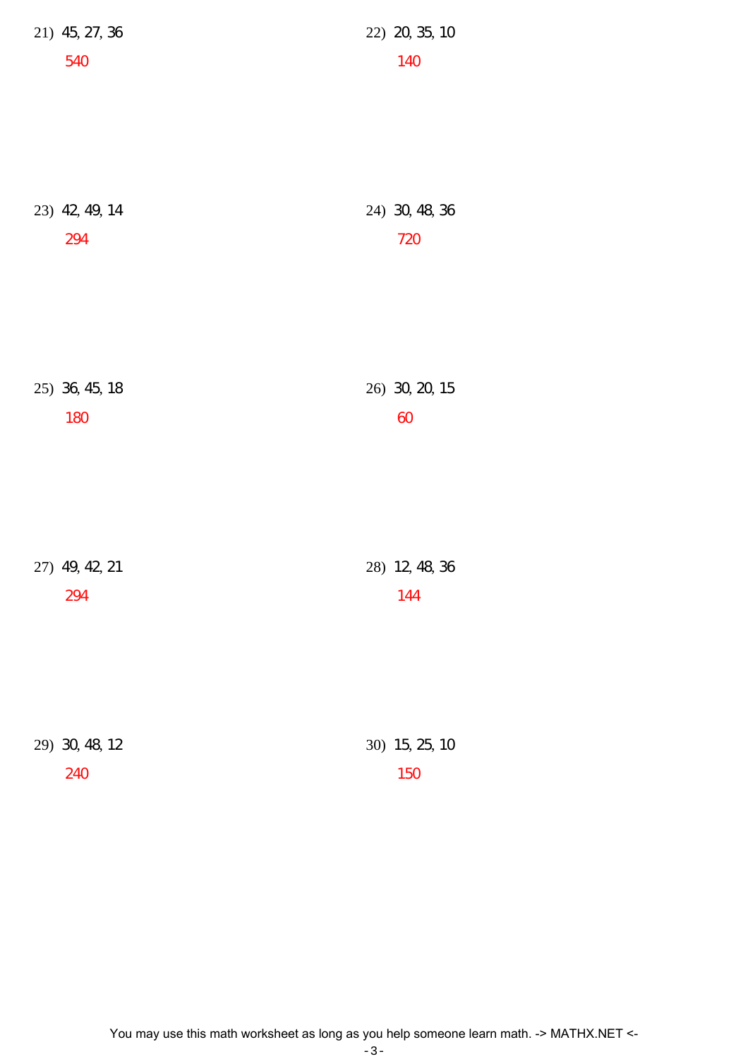21) 45, 27, 36

540

22) 20, 35, 10

140

23) 42, 49, 14

294

24) 30, 48, 36

720

25) 36, 45, 18

180

26) 30, 20, 15

60

27) 49, 42, 21

294

28) 12, 48, 36

144

29) 30, 48, 12

240

30) 15, 25, 10

150

You may use this math worksheet as long as you help someone learn math. -> MATHX.NET <-